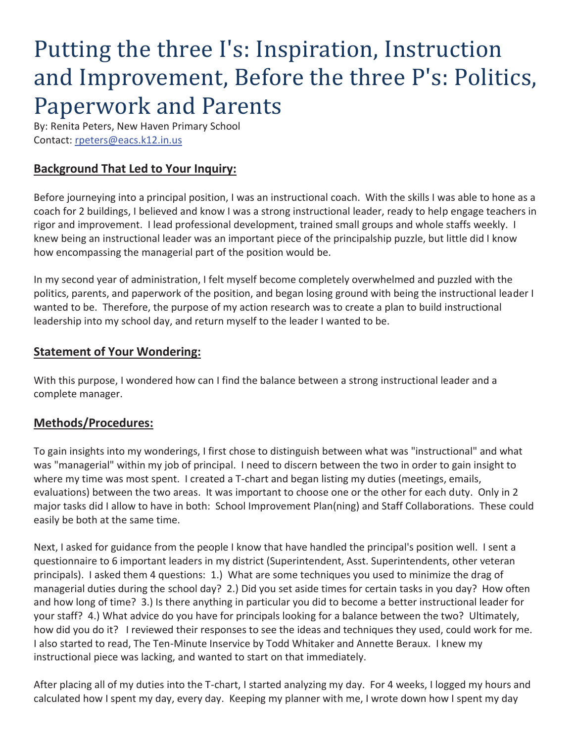# Putting the three I's: Inspiration, Instruction and Improvement, Before the three P's: Politics, Paperwork and Parents

By: Renita Peters, New Haven Primary School
Contact: [rpeters@eacs.k12.in.us](mailto:rpeters@eacs.k12.in.us)

## Background That Led to Your Inquiry:

Before journeying into a principal position, I was an instructional coach. With the skills I was able to hone as a coach for 2 buildings, I believed and know I was a strong instructional leader, ready to help engage teachers in rigor and improvement. I lead professional development, trained small groups and whole staffs weekly. I knew being an instructional leader was an important piece of the principalship puzzle, but little did I know how encompassing the managerial part of the position would be.

In my second year of administration, I felt myself become completely overwhelmed and puzzled with the politics, parents, and paperwork of the position, and began losing ground with being the instructional leader I wanted to be. Therefore, the purpose of my action research was to create a plan to build instructional leadership into my school day, and return myself to the leader I wanted to be.

## Statement of Your Wondering:

With this purpose, I wondered how can I find the balance between a strong instructional leader and a complete manager.

## Methods/Procedures:

To gain insights into my wonderings, I first chose to distinguish between what was "instructional" and what was "managerial" within my job of principal. I need to discern between the two in order to gain insight to where my time was most spent. I created a T-chart and began listing my duties (meetings, emails, evaluations) between the two areas. It was important to choose one or the other for each duty. Only in 2 major tasks did I allow to have in both: School Improvement Plan(ning) and Staff Collaborations. These could easily be both at the same time.

Next, I asked for guidance from the people I know that have handled the principal's position well. I sent a questionnaire to 6 important leaders in my district (Superintendent, Asst. Superintendents, other veteran principals). I asked them 4 questions: 1.) What are some techniques you used to minimize the drag of managerial duties during the school day? 2.) Did you set aside times for certain tasks in you day? How often and how long of time? 3.) Is there anything in particular you did to become a better instructional leader for your staff? 4.) What advice do you have for principals looking for a balance between the two? Ultimately, how did you do it? I reviewed their responses to see the ideas and techniques they used, could work for me. I also started to read, The Ten-Minute Inservice by Todd Whitaker and Annette Beraux. I knew my instructional piece was lacking, and wanted to start on that immediately.

After placing all of my duties into the T-chart, I started analyzing my day. For 4 weeks, I logged my hours and calculated how I spent my day, every day. Keeping my planner with me, I wrote down how I spent my day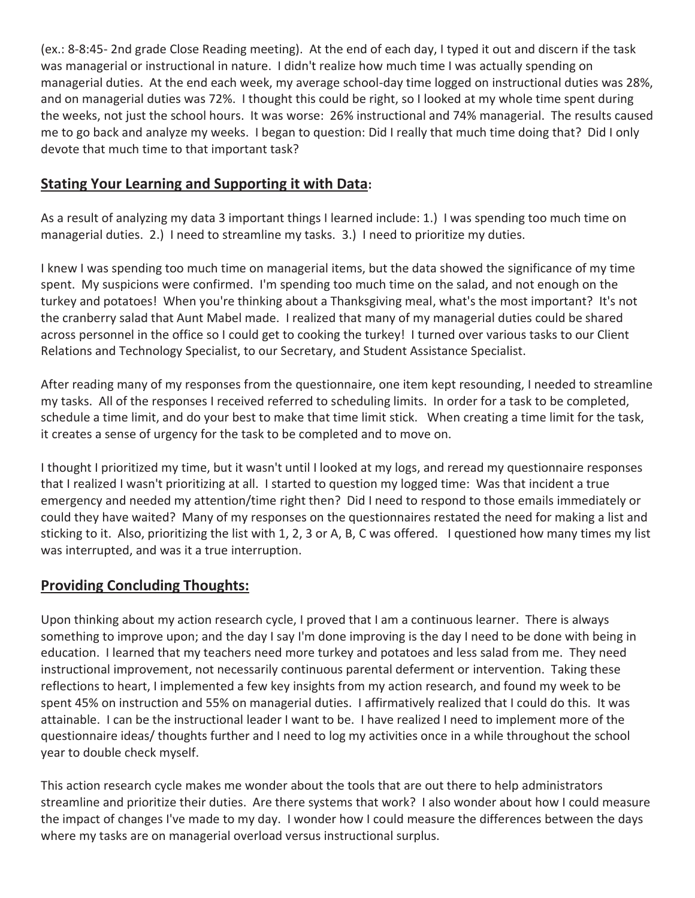(ex.: 8-8:45- 2nd grade Close Reading meeting). At the end of each day, I typed it out and discern if the task was managerial or instructional in nature. I didn't realize how much time I was actually spending on managerial duties. At the end each week, my average school-day time logged on instructional duties was 28%, and on managerial duties was 72%. I thought this could be right, so I looked at my whole time spent during the weeks, not just the school hours. It was worse: 26% instructional and 74% managerial. The results caused me to go back and analyze my weeks. I began to question: Did I really that much time doing that? Did I only devote that much time to that important task?

## **Stating Your Learning and Supporting it with Data:**

As a result of analyzing my data 3 important things I learned include: 1.) I was spending too much time on managerial duties. 2.) I need to streamline my tasks. 3.) I need to prioritize my duties.

I knew I was spending too much time on managerial items, but the data showed the significance of my time spent. My suspicions were confirmed. I'm spending too much time on the salad, and not enough on the turkey and potatoes! When you're thinking about a Thanksgiving meal, what's the most important? It's not the cranberry salad that Aunt Mabel made. I realized that many of my managerial duties could be shared across personnel in the office so I could get to cooking the turkey! I turned over various tasks to our Client Relations and Technology Specialist, to our Secretary, and Student Assistance Specialist.

After reading many of my responses from the questionnaire, one item kept resounding, I needed to streamline my tasks. All of the responses I received referred to scheduling limits. In order for a task to be completed, schedule a time limit, and do your best to make that time limit stick. When creating a time limit for the task, it creates a sense of urgency for the task to be completed and to move on.

I thought I prioritized my time, but it wasn't until I looked at my logs, and reread my questionnaire responses that I realized I wasn't prioritizing at all. I started to question my logged time: Was that incident a true emergency and needed my attention/time right then? Did I need to respond to those emails immediately or could they have waited? Many of my responses on the questionnaires restated the need for making a list and sticking to it. Also, prioritizing the list with 1, 2, 3 or A, B, C was offered. I questioned how many times my list was interrupted, and was it a true interruption.

## **Providing Concluding Thoughts:**

Upon thinking about my action research cycle, I proved that I am a continuous learner. There is always something to improve upon; and the day I say I'm done improving is the day I need to be done with being in education. I learned that my teachers need more turkey and potatoes and less salad from me. They need instructional improvement, not necessarily continuous parental deferment or intervention. Taking these reflections to heart, I implemented a few key insights from my action research, and found my week to be spent 45% on instruction and 55% on managerial duties. I affirmatively realized that I could do this. It was attainable. I can be the instructional leader I want to be. I have realized I need to implement more of the questionnaire ideas/ thoughts further and I need to log my activities once in a while throughout the school year to double check myself.

This action research cycle makes me wonder about the tools that are out there to help administrators streamline and prioritize their duties. Are there systems that work? I also wonder about how I could measure the impact of changes I've made to my day. I wonder how I could measure the differences between the days where my tasks are on managerial overload versus instructional surplus.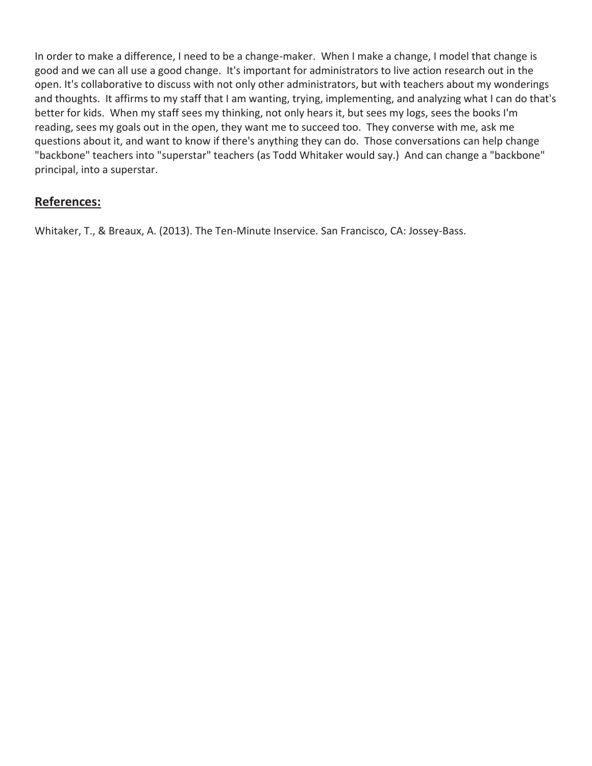In order to make a difference, I need to be a change-maker. When I make a change, I model that change is good and we can all use a good change. It's important for administrators to live action research out in the open. It's collaborative to discuss with not only other administrators, but with teachers about my wonderings and thoughts. It affirms to my staff that I am wanting, trying, implementing, and analyzing what I can do that's better for kids. When my staff sees my thinking, not only hears it, but sees my logs, sees the books I'm reading, sees my goals out in the open, they want me to succeed too. They converse with me, ask me questions about it, and want to know if there's anything they can do. Those conversations can help change "backbone" teachers into "superstar" teachers (as Todd Whitaker would say.) And can change a "backbone" principal, into a superstar.

## **References:**

Whitaker, T., & Breaux, A. (2013). The Ten-Minute Inservice. San Francisco, CA: Jossey-Bass.